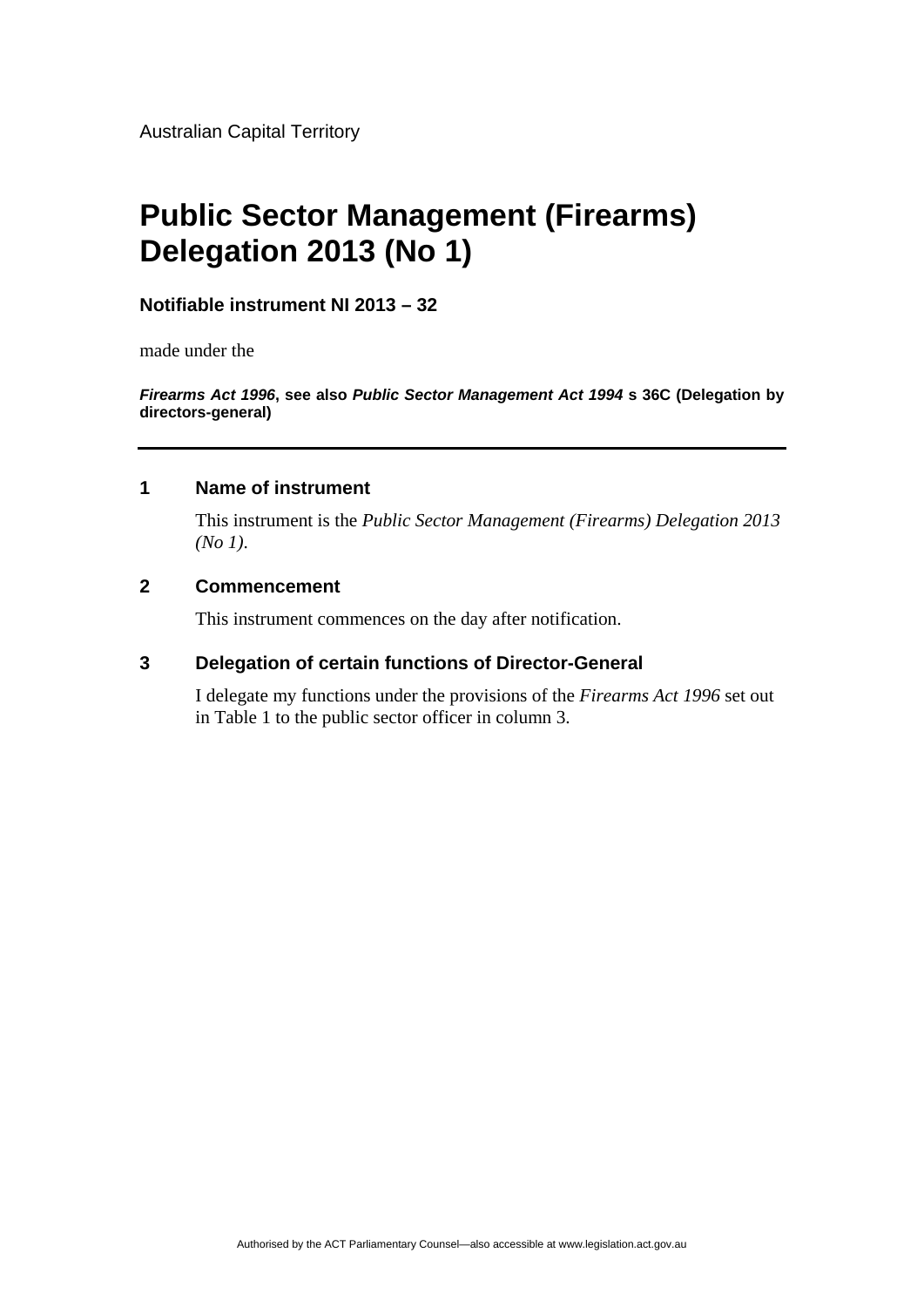Australian Capital Territory

# Public Sector Management (Firearms) Delegation 2013 (No 1)

**Notifiable instrument NI 2013 – 32**

made under the

***Firearms Act 1996*, see also *Public Sector Management Act 1994* s 36C (Delegation by directors-general)**

---

## 1 Name of instrument

This instrument is the *Public Sector Management (Firearms) Delegation 2013 (No 1)*.

## 2 Commencement

This instrument commences on the day after notification.

## 3 Delegation of certain functions of Director-General

I delegate my functions under the provisions of the *Firearms Act 1996* set out in Table 1 to the public sector officer in column 3.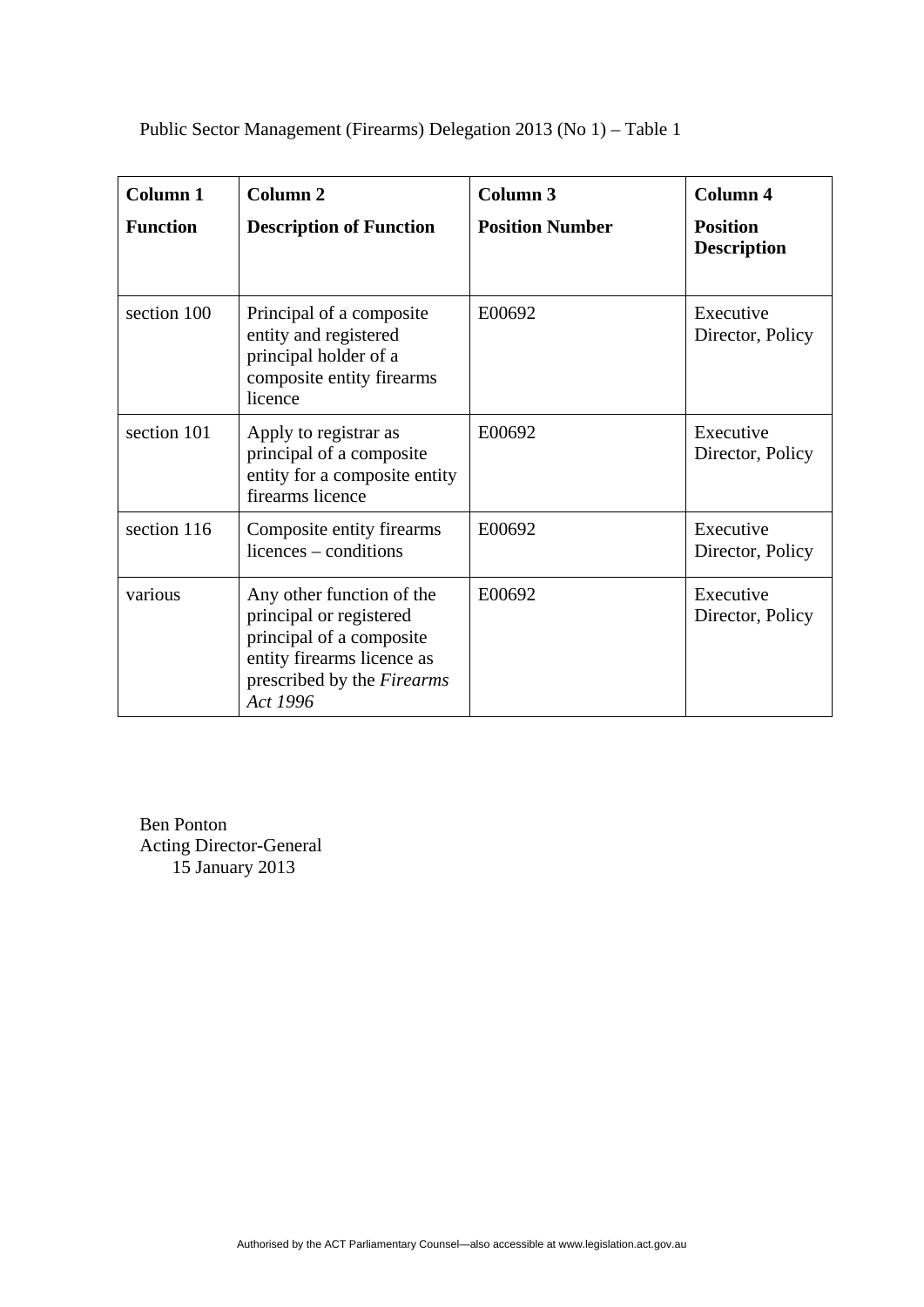Public Sector Management (Firearms) Delegation 2013 (No 1) – Table 1

| **Column 1**<br>**Function** | **Column 2**<br>**Description of Function** | **Column 3**<br>**Position Number** | **Column 4**<br>**Position Description** |
|---|---|---|---|
| section 100 | Principal of a composite entity and registered principal holder of a composite entity firearms licence | E00692 | Executive Director, Policy |
| section 101 | Apply to registrar as principal of a composite entity for a composite entity firearms licence | E00692 | Executive Director, Policy |
| section 116 | Composite entity firearms licences – conditions | E00692 | Executive Director, Policy |
| various | Any other function of the principal or registered principal of a composite entity firearms licence as prescribed by the *Firearms Act 1996* | E00692 | Executive Director, Policy |

Ben Ponton
Acting Director-General
15 January 2013